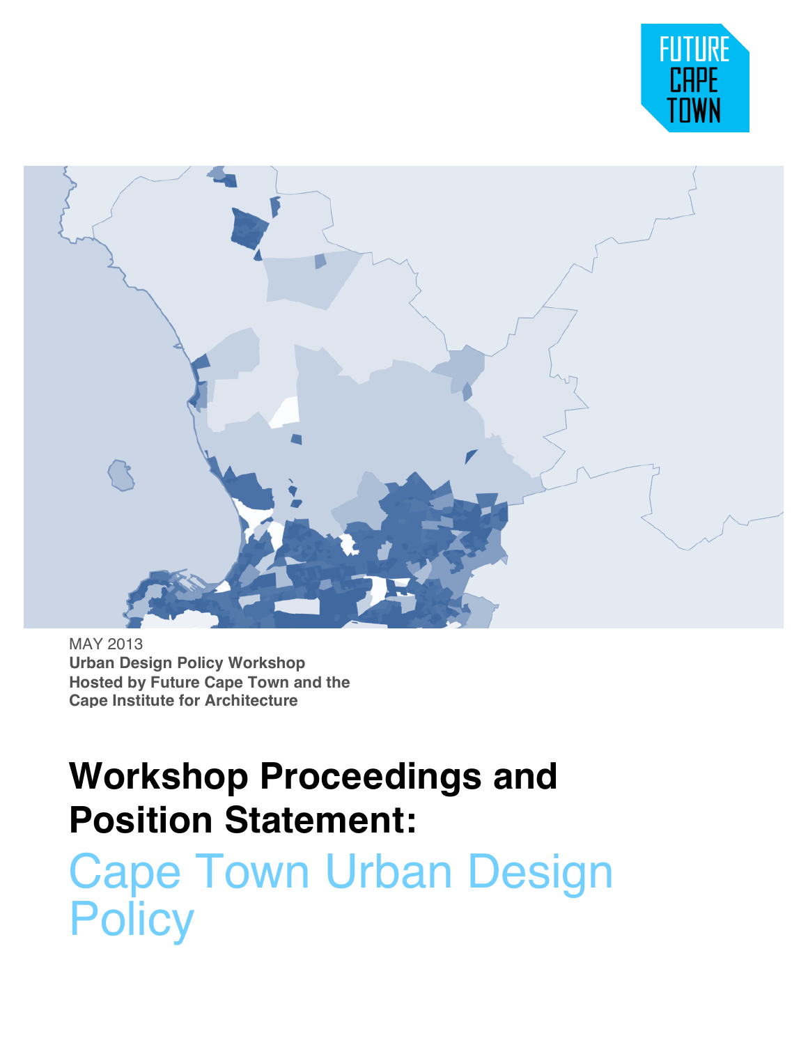FUTURE CAPE TOWN

MAY 2013

**Urban Design Policy Workshop**
**Hosted by Future Cape Town and the**
**Cape Institute for Architecture**

# Workshop Proceedings and Position Statement:

# Cape Town Urban Design Policy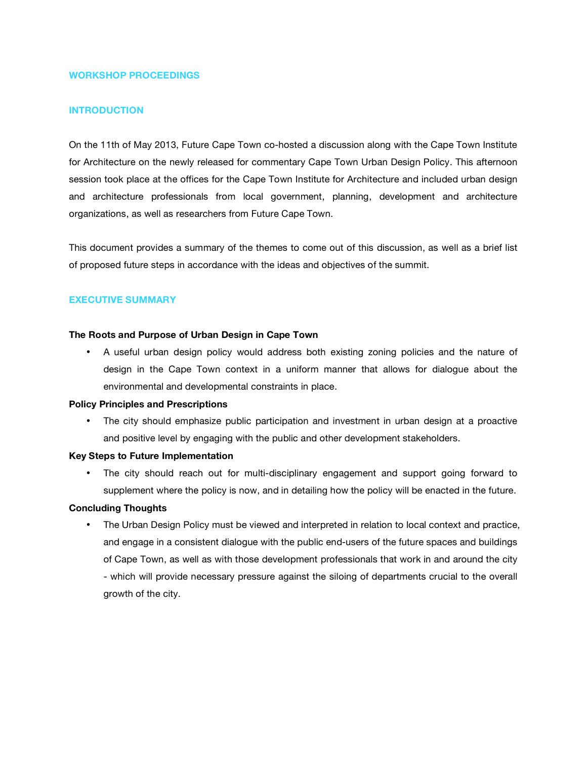## WORKSHOP PROCEEDINGS

## INTRODUCTION

On the 11th of May 2013, Future Cape Town co-hosted a discussion along with the Cape Town Institute for Architecture on the newly released for commentary Cape Town Urban Design Policy. This afternoon session took place at the offices for the Cape Town Institute for Architecture and included urban design and architecture professionals from local government, planning, development and architecture organizations, as well as researchers from Future Cape Town.

This document provides a summary of the themes to come out of this discussion, as well as a brief list of proposed future steps in accordance with the ideas and objectives of the summit.

## EXECUTIVE SUMMARY

**The Roots and Purpose of Urban Design in Cape Town**

- A useful urban design policy would address both existing zoning policies and the nature of design in the Cape Town context in a uniform manner that allows for dialogue about the environmental and developmental constraints in place.

**Policy Principles and Prescriptions**

- The city should emphasize public participation and investment in urban design at a proactive and positive level by engaging with the public and other development stakeholders.

**Key Steps to Future Implementation**

- The city should reach out for multi-disciplinary engagement and support going forward to supplement where the policy is now, and in detailing how the policy will be enacted in the future.

**Concluding Thoughts**

- The Urban Design Policy must be viewed and interpreted in relation to local context and practice, and engage in a consistent dialogue with the public end-users of the future spaces and buildings of Cape Town, as well as with those development professionals that work in and around the city - which will provide necessary pressure against the siloing of departments crucial to the overall growth of the city.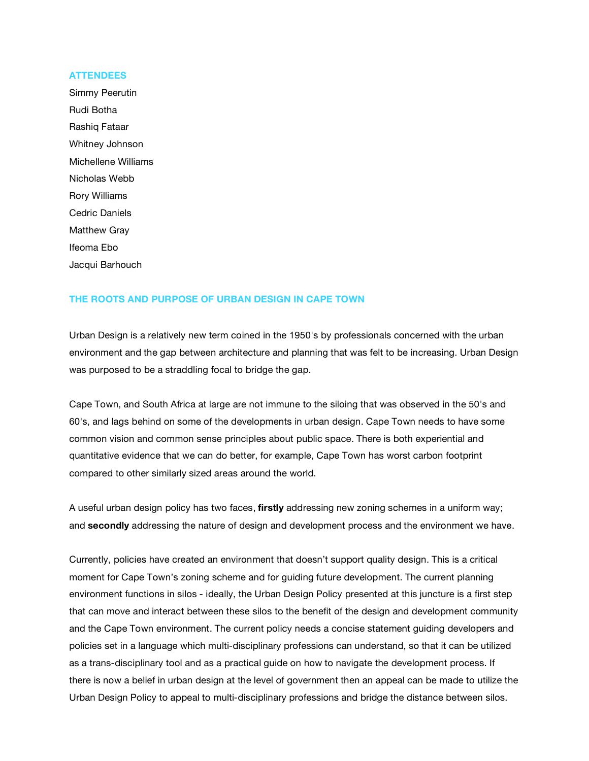## ATTENDEES

Simmy Peerutin
Rudi Botha
Rashiq Fataar
Whitney Johnson
Michellene Williams
Nicholas Webb
Rory Williams
Cedric Daniels
Matthew Gray
Ifeoma Ebo
Jacqui Barhouch

## THE ROOTS AND PURPOSE OF URBAN DESIGN IN CAPE TOWN

Urban Design is a relatively new term coined in the 1950's by professionals concerned with the urban environment and the gap between architecture and planning that was felt to be increasing. Urban Design was purposed to be a straddling focal to bridge the gap.

Cape Town, and South Africa at large are not immune to the siloing that was observed in the 50's and 60's, and lags behind on some of the developments in urban design. Cape Town needs to have some common vision and common sense principles about public space. There is both experiential and quantitative evidence that we can do better, for example, Cape Town has worst carbon footprint compared to other similarly sized areas around the world.

A useful urban design policy has two faces, **firstly** addressing new zoning schemes in a uniform way; and **secondly** addressing the nature of design and development process and the environment we have.

Currently, policies have created an environment that doesn't support quality design. This is a critical moment for Cape Town's zoning scheme and for guiding future development. The current planning environment functions in silos - ideally, the Urban Design Policy presented at this juncture is a first step that can move and interact between these silos to the benefit of the design and development community and the Cape Town environment. The current policy needs a concise statement guiding developers and policies set in a language which multi-disciplinary professions can understand, so that it can be utilized as a trans-disciplinary tool and as a practical guide on how to navigate the development process. If there is now a belief in urban design at the level of government then an appeal can be made to utilize the Urban Design Policy to appeal to multi-disciplinary professions and bridge the distance between silos.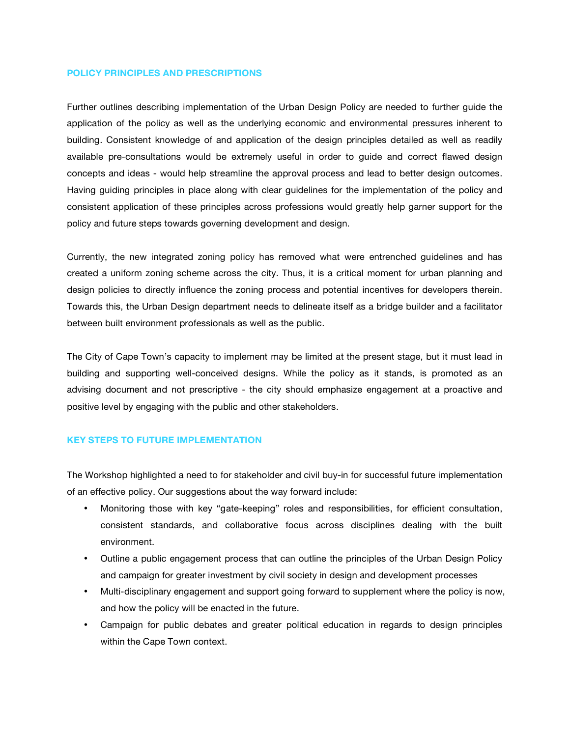## POLICY PRINCIPLES AND PRESCRIPTIONS

Further outlines describing implementation of the Urban Design Policy are needed to further guide the application of the policy as well as the underlying economic and environmental pressures inherent to building. Consistent knowledge of and application of the design principles detailed as well as readily available pre-consultations would be extremely useful in order to guide and correct flawed design concepts and ideas - would help streamline the approval process and lead to better design outcomes. Having guiding principles in place along with clear guidelines for the implementation of the policy and consistent application of these principles across professions would greatly help garner support for the policy and future steps towards governing development and design.

Currently, the new integrated zoning policy has removed what were entrenched guidelines and has created a uniform zoning scheme across the city. Thus, it is a critical moment for urban planning and design policies to directly influence the zoning process and potential incentives for developers therein. Towards this, the Urban Design department needs to delineate itself as a bridge builder and a facilitator between built environment professionals as well as the public.

The City of Cape Town's capacity to implement may be limited at the present stage, but it must lead in building and supporting well-conceived designs. While the policy as it stands, is promoted as an advising document and not prescriptive - the city should emphasize engagement at a proactive and positive level by engaging with the public and other stakeholders.

## KEY STEPS TO FUTURE IMPLEMENTATION

The Workshop highlighted a need to for stakeholder and civil buy-in for successful future implementation of an effective policy. Our suggestions about the way forward include:

- Monitoring those with key "gate-keeping" roles and responsibilities, for efficient consultation, consistent standards, and collaborative focus across disciplines dealing with the built environment.
- Outline a public engagement process that can outline the principles of the Urban Design Policy and campaign for greater investment by civil society in design and development processes
- Multi-disciplinary engagement and support going forward to supplement where the policy is now, and how the policy will be enacted in the future.
- Campaign for public debates and greater political education in regards to design principles within the Cape Town context.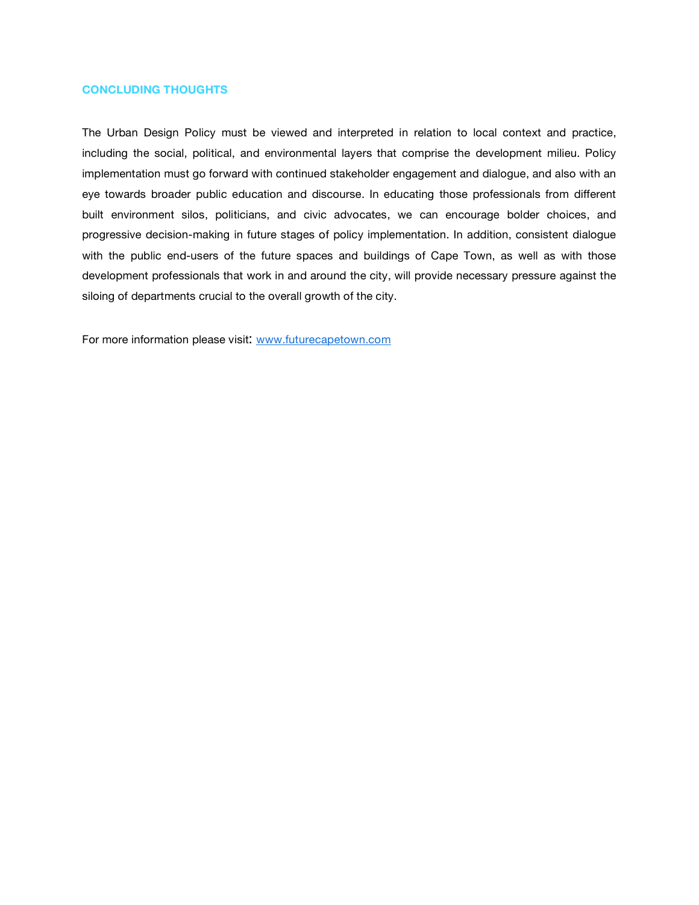## CONCLUDING THOUGHTS

The Urban Design Policy must be viewed and interpreted in relation to local context and practice, including the social, political, and environmental layers that comprise the development milieu. Policy implementation must go forward with continued stakeholder engagement and dialogue, and also with an eye towards broader public education and discourse. In educating those professionals from different built environment silos, politicians, and civic advocates, we can encourage bolder choices, and progressive decision-making in future stages of policy implementation. In addition, consistent dialogue with the public end-users of the future spaces and buildings of Cape Town, as well as with those development professionals that work in and around the city, will provide necessary pressure against the siloing of departments crucial to the overall growth of the city.

For more information please visit: [www.futurecapetown.com](http://www.futurecapetown.com)